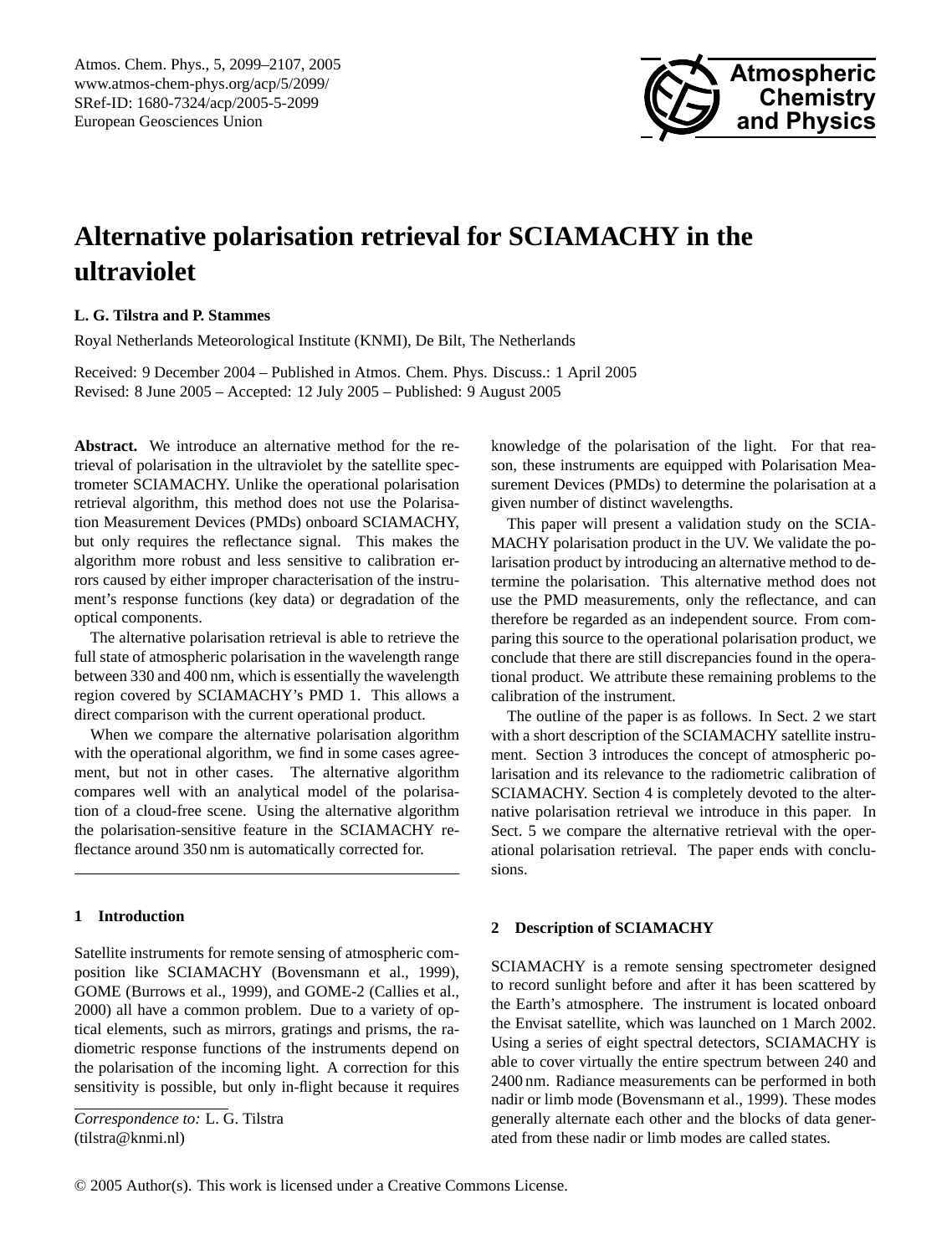# Alternative polarisation retrieval for SCIAMACHY in the ultraviolet

**L. G. Tilstra and P. Stammes**

Royal Netherlands Meteorological Institute (KNMI), De Bilt, The Netherlands

Received: 9 December 2004 – Published in Atmos. Chem. Phys. Discuss.: 1 April 2005
Revised: 8 June 2005 – Accepted: 12 July 2005 – Published: 9 August 2005

**Abstract.** We introduce an alternative method for the retrieval of polarisation in the ultraviolet by the satellite spectrometer SCIAMACHY. Unlike the operational polarisation retrieval algorithm, this method does not use the Polarisation Measurement Devices (PMDs) onboard SCIAMACHY, but only requires the reflectance signal. This makes the algorithm more robust and less sensitive to calibration errors caused by either improper characterisation of the instrument's response functions (key data) or degradation of the optical components.

The alternative polarisation retrieval is able to retrieve the full state of atmospheric polarisation in the wavelength range between 330 and 400 nm, which is essentially the wavelength region covered by SCIAMACHY's PMD 1. This allows a direct comparison with the current operational product.

When we compare the alternative polarisation algorithm with the operational algorithm, we find in some cases agreement, but not in other cases. The alternative algorithm compares well with an analytical model of the polarisation of a cloud-free scene. Using the alternative algorithm the polarisation-sensitive feature in the SCIAMACHY reflectance around 350 nm is automatically corrected for.

## 1 Introduction

Satellite instruments for remote sensing of atmospheric composition like SCIAMACHY (Bovensmann et al., 1999), GOME (Burrows et al., 1999), and GOME-2 (Callies et al., 2000) all have a common problem. Due to a variety of optical elements, such as mirrors, gratings and prisms, the radiometric response functions of the instruments depend on the polarisation of the incoming light. A correction for this sensitivity is possible, but only in-flight because it requires knowledge of the polarisation of the light. For that reason, these instruments are equipped with Polarisation Measurement Devices (PMDs) to determine the polarisation at a given number of distinct wavelengths.

This paper will present a validation study on the SCIAMACHY polarisation product in the UV. We validate the polarisation product by introducing an alternative method to determine the polarisation. This alternative method does not use the PMD measurements, only the reflectance, and can therefore be regarded as an independent source. From comparing this source to the operational polarisation product, we conclude that there are still discrepancies found in the operational product. We attribute these remaining problems to the calibration of the instrument.

The outline of the paper is as follows. In Sect. 2 we start with a short description of the SCIAMACHY satellite instrument. Section 3 introduces the concept of atmospheric polarisation and its relevance to the radiometric calibration of SCIAMACHY. Section 4 is completely devoted to the alternative polarisation retrieval we introduce in this paper. In Sect. 5 we compare the alternative retrieval with the operational polarisation retrieval. The paper ends with conclusions.

## 2 Description of SCIAMACHY

SCIAMACHY is a remote sensing spectrometer designed to record sunlight before and after it has been scattered by the Earth's atmosphere. The instrument is located onboard the Envisat satellite, which was launched on 1 March 2002. Using a series of eight spectral detectors, SCIAMACHY is able to cover virtually the entire spectrum between 240 and 2400 nm. Radiance measurements can be performed in both nadir or limb mode (Bovensmann et al., 1999). These modes generally alternate each other and the blocks of data generated from these nadir or limb modes are called states.

*Correspondence to:* L. G. Tilstra
(tilstra@knmi.nl)

© 2005 Author(s). This work is licensed under a Creative Commons License.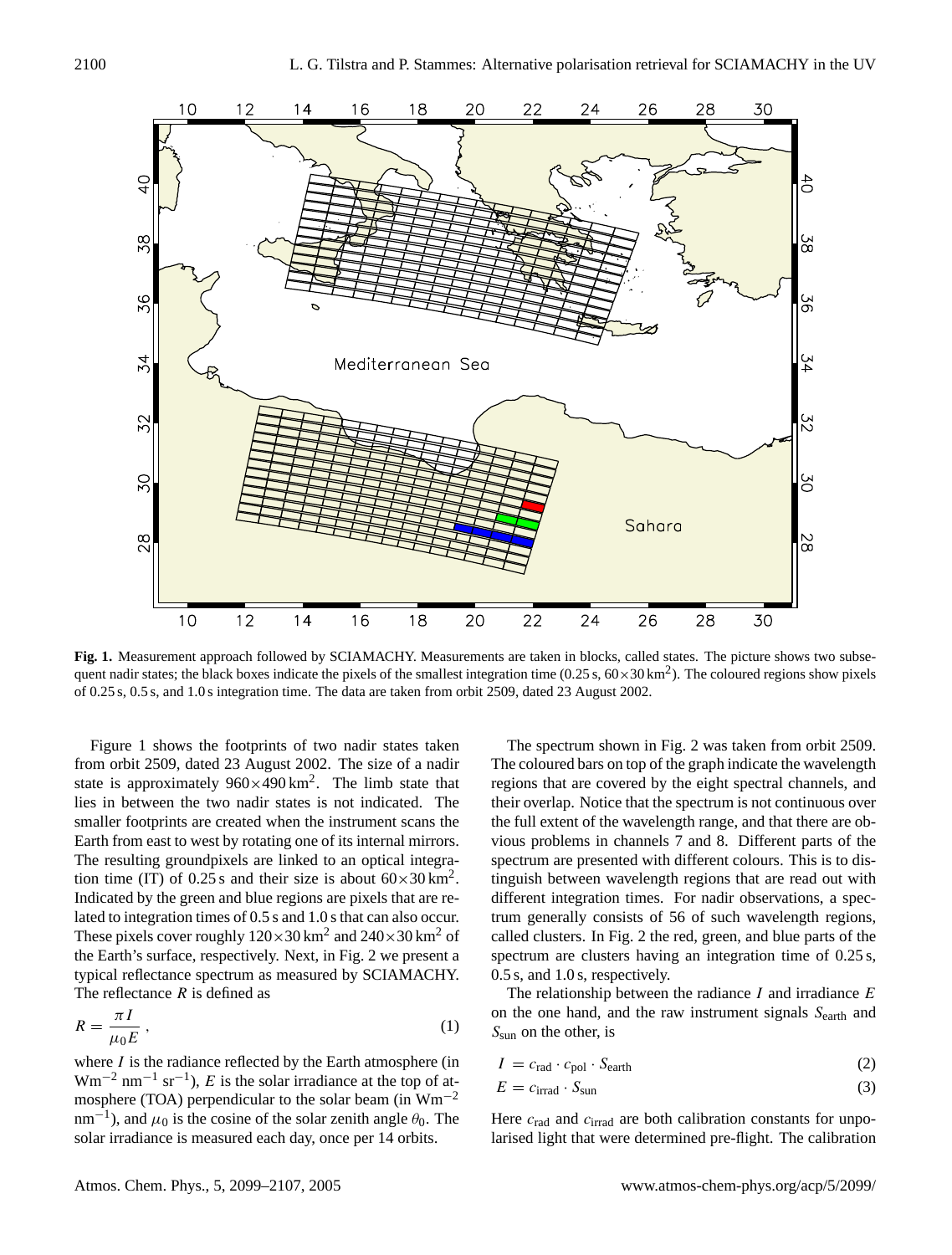**Fig. 1.** Measurement approach followed by SCIAMACHY. Measurements are taken in blocks, called states. The picture shows two subsequent nadir states; the black boxes indicate the pixels of the smallest integration time (0.25 s, $60\times30\,\mathrm{km}^2$). The coloured regions show pixels of 0.25 s, 0.5 s, and 1.0 s integration time. The data are taken from orbit 2509, dated 23 August 2002.

Figure 1 shows the footprints of two nadir states taken from orbit 2509, dated 23 August 2002. The size of a nadir state is approximately $960\times490\,\mathrm{km}^2$. The limb state that lies in between the two nadir states is not indicated. The smaller footprints are created when the instrument scans the Earth from east to west by rotating one of its internal mirrors. The resulting groundpixels are linked to an optical integration time (IT) of 0.25 s and their size is about $60\times30\,\mathrm{km}^2$. Indicated by the green and blue regions are pixels that are related to integration times of 0.5 s and 1.0 s that can also occur. These pixels cover roughly $120\times30\,\mathrm{km}^2$ and $240\times30\,\mathrm{km}^2$ of the Earth's surface, respectively. Next, in Fig. 2 we present a typical reflectance spectrum as measured by SCIAMACHY. The reflectance $R$ is defined as

$$R = \frac{\pi I}{\mu_0 E}\,, \tag{1}$$

where $I$ is the radiance reflected by the Earth atmosphere (in $\mathrm{Wm^{-2}\,nm^{-1}\,sr^{-1}}$), $E$ is the solar irradiance at the top of atmosphere (TOA) perpendicular to the solar beam (in $\mathrm{Wm^{-2}\,nm^{-1}}$), and $\mu_0$ is the cosine of the solar zenith angle $\theta_0$. The solar irradiance is measured each day, once per 14 orbits.

The spectrum shown in Fig. 2 was taken from orbit 2509. The coloured bars on top of the graph indicate the wavelength regions that are covered by the eight spectral channels, and their overlap. Notice that the spectrum is not continuous over the full extent of the wavelength range, and that there are obvious problems in channels 7 and 8. Different parts of the spectrum are presented with different colours. This is to distinguish between wavelength regions that are read out with different integration times. For nadir observations, a spectrum generally consists of 56 of such wavelength regions, called clusters. In Fig. 2 the red, green, and blue parts of the spectrum are clusters having an integration time of 0.25 s, 0.5 s, and 1.0 s, respectively.

The relationship between the radiance $I$ and irradiance $E$ on the one hand, and the raw instrument signals $S_{\mathrm{earth}}$ and $S_{\mathrm{sun}}$ on the other, is

$$I = c_{\mathrm{rad}} \cdot c_{\mathrm{pol}} \cdot S_{\mathrm{earth}} \tag{2}$$

$$E = c_{\mathrm{irrad}} \cdot S_{\mathrm{sun}} \tag{3}$$

Here $c_{\mathrm{rad}}$ and $c_{\mathrm{irrad}}$ are both calibration constants for unpolarised light that were determined pre-flight. The calibration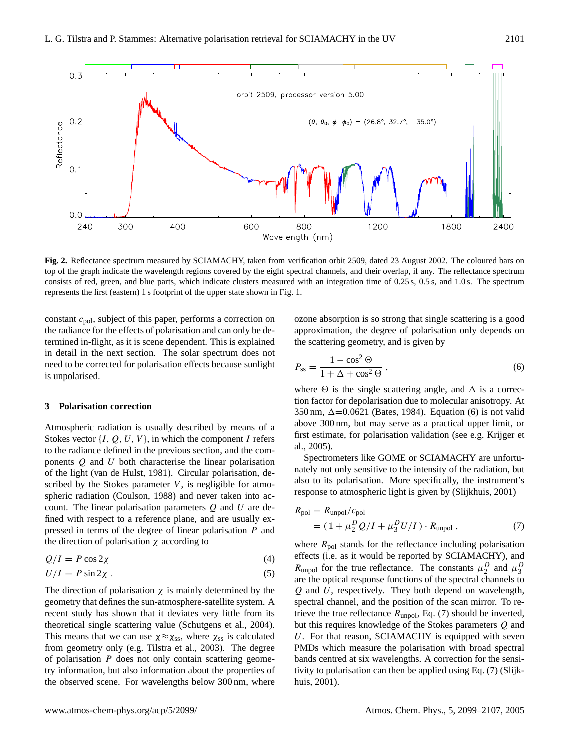**Fig. 2.** Reflectance spectrum measured by SCIAMACHY, taken from verification orbit 2509, dated 23 August 2002. The coloured bars on top of the graph indicate the wavelength regions covered by the eight spectral channels, and their overlap, if any. The reflectance spectrum consists of red, green, and blue parts, which indicate clusters measured with an integration time of 0.25 s, 0.5 s, and 1.0 s. The spectrum represents the first (eastern) 1 s footprint of the upper state shown in Fig. 1.

constant $c_{\mathrm{pol}}$, subject of this paper, performs a correction on the radiance for the effects of polarisation and can only be determined in-flight, as it is scene dependent. This is explained in detail in the next section. The solar spectrum does not need to be corrected for polarisation effects because sunlight is unpolarised.

## 3 Polarisation correction

Atmospheric radiation is usually described by means of a Stokes vector $\{I, Q, U, V\}$, in which the component $I$ refers to the radiance defined in the previous section, and the components $Q$ and $U$ both characterise the linear polarisation of the light (van de Hulst, 1981). Circular polarisation, described by the Stokes parameter $V$, is negligible for atmospheric radiation (Coulson, 1988) and never taken into account. The linear polarisation parameters $Q$ and $U$ are defined with respect to a reference plane, and are usually expressed in terms of the degree of linear polarisation $P$ and the direction of polarisation $\chi$ according to

$$Q/I = P\cos 2\chi \tag{4}$$

$$U/I = P\sin 2\chi\ . \tag{5}$$

The direction of polarisation $\chi$ is mainly determined by the geometry that defines the sun-atmosphere-satellite system. A recent study has shown that it deviates very little from its theoretical single scattering value (Schutgens et al., 2004). This means that we can use $\chi \approx \chi_{\mathrm{ss}}$, where $\chi_{\mathrm{ss}}$ is calculated from geometry only (e.g. Tilstra et al., 2003). The degree of polarisation $P$ does not only contain scattering geometry information, but also information about the properties of the observed scene. For wavelengths below 300 nm, where ozone absorption is so strong that single scattering is a good approximation, the degree of polarisation only depends on the scattering geometry, and is given by

$$P_{\mathrm{ss}} = \frac{1-\cos^2\Theta}{1+\Delta+\cos^2\Theta}\ , \tag{6}$$

where $\Theta$ is the single scattering angle, and $\Delta$ is a correction factor for depolarisation due to molecular anisotropy. At 350 nm, $\Delta$=0.0621 (Bates, 1984). Equation (6) is not valid above 300 nm, but may serve as a practical upper limit, or first estimate, for polarisation validation (see e.g. Krijger et al., 2005).

Spectrometers like GOME or SCIAMACHY are unfortunately not only sensitive to the intensity of the radiation, but also to its polarisation. More specifically, the instrument's response to atmospheric light is given by (Slijkhuis, 2001)

$$\begin{aligned} R_{\mathrm{pol}} &= R_{\mathrm{unpol}}/c_{\mathrm{pol}} \\ &= (1+\mu_2^D Q/I + \mu_3^D U/I)\cdot R_{\mathrm{unpol}}\ , \end{aligned} \tag{7}$$

where $R_{\mathrm{pol}}$ stands for the reflectance including polarisation effects (i.e. as it would be reported by SCIAMACHY), and $R_{\mathrm{unpol}}$ for the true reflectance. The constants $\mu_2^D$ and $\mu_3^D$ are the optical response functions of the spectral channels to $Q$ and $U$, respectively. They both depend on wavelength, spectral channel, and the position of the scan mirror. To retrieve the true reflectance $R_{\mathrm{unpol}}$, Eq. (7) should be inverted, but this requires knowledge of the Stokes parameters $Q$ and $U$. For that reason, SCIAMACHY is equipped with seven PMDs which measure the polarisation with broad spectral bands centred at six wavelengths. A correction for the sensitivity to polarisation can then be applied using Eq. (7) (Slijkhuis, 2001).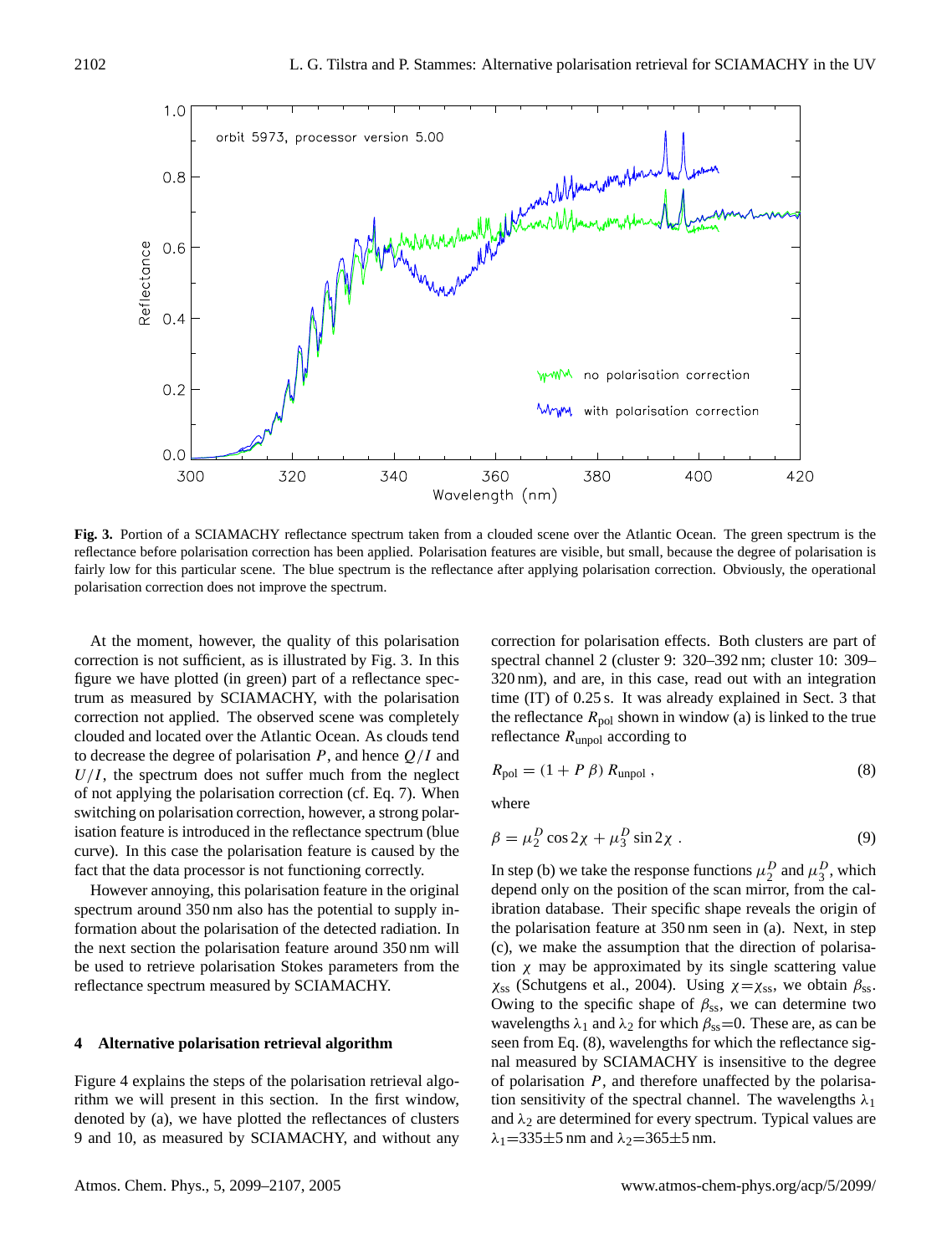**Fig. 3.** Portion of a SCIAMACHY reflectance spectrum taken from a clouded scene over the Atlantic Ocean. The green spectrum is the reflectance before polarisation correction has been applied. Polarisation features are visible, but small, because the degree of polarisation is fairly low for this particular scene. The blue spectrum is the reflectance after applying polarisation correction. Obviously, the operational polarisation correction does not improve the spectrum.

At the moment, however, the quality of this polarisation correction is not sufficient, as is illustrated by Fig. 3. In this figure we have plotted (in green) part of a reflectance spectrum as measured by SCIAMACHY, with the polarisation correction not applied. The observed scene was completely clouded and located over the Atlantic Ocean. As clouds tend to decrease the degree of polarisation $P$, and hence $Q/I$ and $U/I$, the spectrum does not suffer much from the neglect of not applying the polarisation correction (cf. Eq. 7). When switching on polarisation correction, however, a strong polarisation feature is introduced in the reflectance spectrum (blue curve). In this case the polarisation feature is caused by the fact that the data processor is not functioning correctly.

However annoying, this polarisation feature in the original spectrum around 350 nm also has the potential to supply information about the polarisation of the detected radiation. In the next section the polarisation feature around 350 nm will be used to retrieve polarisation Stokes parameters from the reflectance spectrum measured by SCIAMACHY.

## 4 Alternative polarisation retrieval algorithm

Figure 4 explains the steps of the polarisation retrieval algorithm we will present in this section. In the first window, denoted by (a), we have plotted the reflectances of clusters 9 and 10, as measured by SCIAMACHY, and without any correction for polarisation effects. Both clusters are part of spectral channel 2 (cluster 9: 320–392 nm; cluster 10: 309–320 nm), and are, in this case, read out with an integration time (IT) of 0.25 s. It was already explained in Sect. 3 that the reflectance $R_{\text{pol}}$ shown in window (a) is linked to the true reflectance $R_{\text{unpol}}$ according to

$$R_{\text{pol}} = (1 + P\,\beta)\,R_{\text{unpol}}\,, \tag{8}$$

where

$$\beta = \mu_2^D \cos 2\chi + \mu_3^D \sin 2\chi\,. \tag{9}$$

In step (b) we take the response functions $\mu_2^D$ and $\mu_3^D$, which depend only on the position of the scan mirror, from the calibration database. Their specific shape reveals the origin of the polarisation feature at 350 nm seen in (a). Next, in step (c), we make the assumption that the direction of polarisation $\chi$ may be approximated by its single scattering value $\chi_{\text{ss}}$ (Schutgens et al., 2004). Using $\chi{=}\chi_{\text{ss}}$, we obtain $\beta_{\text{ss}}$. Owing to the specific shape of $\beta_{\text{ss}}$, we can determine two wavelengths $\lambda_1$ and $\lambda_2$ for which $\beta_{\text{ss}}{=}0$. These are, as can be seen from Eq. (8), wavelengths for which the reflectance signal measured by SCIAMACHY is insensitive to the degree of polarisation $P$, and therefore unaffected by the polarisation sensitivity of the spectral channel. The wavelengths $\lambda_1$ and $\lambda_2$ are determined for every spectrum. Typical values are $\lambda_1{=}335{\pm}5$ nm and $\lambda_2{=}365{\pm}5$ nm.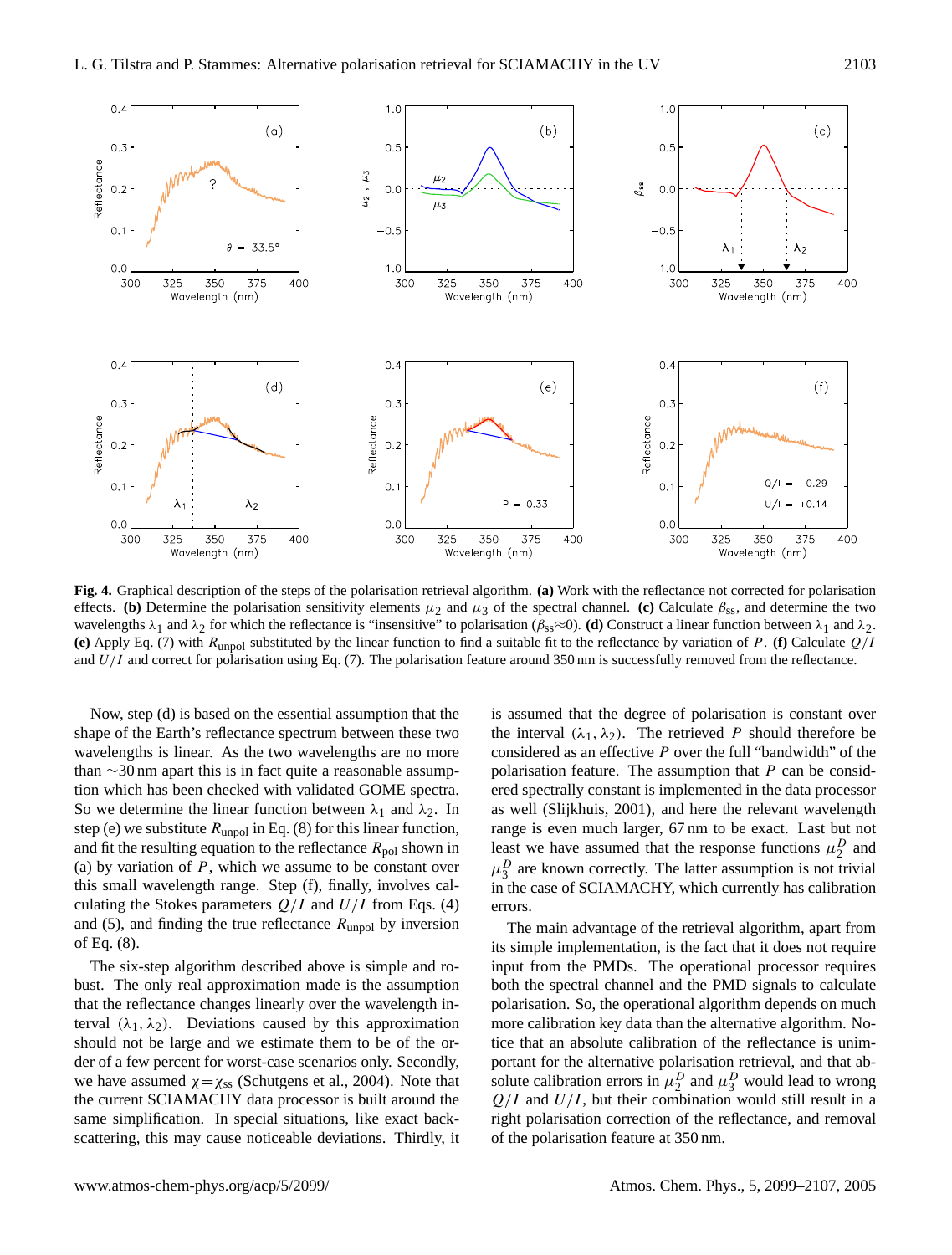**Fig. 4.** Graphical description of the steps of the polarisation retrieval algorithm. **(a)** Work with the reflectance not corrected for polarisation effects. **(b)** Determine the polarisation sensitivity elements $\mu_2$ and $\mu_3$ of the spectral channel. **(c)** Calculate $\beta_{ss}$, and determine the two wavelengths $\lambda_1$ and $\lambda_2$ for which the reflectance is "insensitive" to polarisation ($\beta_{ss} \approx 0$). **(d)** Construct a linear function between $\lambda_1$ and $\lambda_2$. **(e)** Apply Eq. (7) with $R_{unpol}$ substituted by the linear function to find a suitable fit to the reflectance by variation of $P$. **(f)** Calculate $Q/I$ and $U/I$ and correct for polarisation using Eq. (7). The polarisation feature around 350 nm is successfully removed from the reflectance.

Now, step (d) is based on the essential assumption that the shape of the Earth's reflectance spectrum between these two wavelengths is linear. As the two wavelengths are no more than ∼30 nm apart this is in fact quite a reasonable assumption which has been checked with validated GOME spectra. So we determine the linear function between $\lambda_1$ and $\lambda_2$. In step (e) we substitute $R_{unpol}$ in Eq. (8) for this linear function, and fit the resulting equation to the reflectance $R_{pol}$ shown in (a) by variation of $P$, which we assume to be constant over this small wavelength range. Step (f), finally, involves calculating the Stokes parameters $Q/I$ and $U/I$ from Eqs. (4) and (5), and finding the true reflectance $R_{unpol}$ by inversion of Eq. (8).

The six-step algorithm described above is simple and robust. The only real approximation made is the assumption that the reflectance changes linearly over the wavelength interval $(\lambda_1, \lambda_2)$. Deviations caused by this approximation should not be large and we estimate them to be of the order of a few percent for worst-case scenarios only. Secondly, we have assumed $\chi = \chi_{ss}$ (Schutgens et al., 2004). Note that the current SCIAMACHY data processor is built around the same simplification. In special situations, like exact backscattering, this may cause noticeable deviations. Thirdly, it is assumed that the degree of polarisation is constant over the interval $(\lambda_1, \lambda_2)$. The retrieved $P$ should therefore be considered as an effective $P$ over the full "bandwidth" of the polarisation feature. The assumption that $P$ can be considered spectrally constant is implemented in the data processor as well (Slijkhuis, 2001), and here the relevant wavelength range is even much larger, 67 nm to be exact. Last but not least we have assumed that the response functions $\mu_2^D$ and $\mu_3^D$ are known correctly. The latter assumption is not trivial in the case of SCIAMACHY, which currently has calibration errors.

The main advantage of the retrieval algorithm, apart from its simple implementation, is the fact that it does not require input from the PMDs. The operational processor requires both the spectral channel and the PMD signals to calculate polarisation. So, the operational algorithm depends on much more calibration key data than the alternative algorithm. Notice that an absolute calibration of the reflectance is unimportant for the alternative polarisation retrieval, and that absolute calibration errors in $\mu_2^D$ and $\mu_3^D$ would lead to wrong $Q/I$ and $U/I$, but their combination would still result in a right polarisation correction of the reflectance, and removal of the polarisation feature at 350 nm.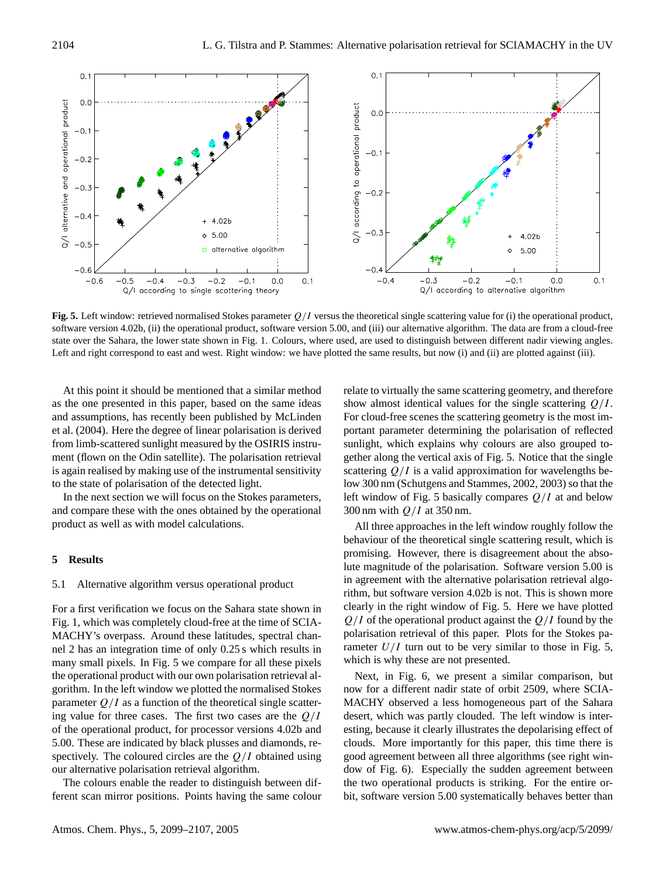**Fig. 5.** Left window: retrieved normalised Stokes parameter $Q/I$ versus the theoretical single scattering value for (i) the operational product, software version 4.02b, (ii) the operational product, software version 5.00, and (iii) our alternative algorithm. The data are from a cloud-free state over the Sahara, the lower state shown in Fig. 1. Colours, where used, are used to distinguish between different nadir viewing angles. Left and right correspond to east and west. Right window: we have plotted the same results, but now (i) and (ii) are plotted against (iii).

At this point it should be mentioned that a similar method as the one presented in this paper, based on the same ideas and assumptions, has recently been published by McLinden et al. (2004). Here the degree of linear polarisation is derived from limb-scattered sunlight measured by the OSIRIS instrument (flown on the Odin satellite). The polarisation retrieval is again realised by making use of the instrumental sensitivity to the state of polarisation of the detected light.

In the next section we will focus on the Stokes parameters, and compare these with the ones obtained by the operational product as well as with model calculations.

## 5 Results

### 5.1 Alternative algorithm versus operational product

For a first verification we focus on the Sahara state shown in Fig. 1, which was completely cloud-free at the time of SCIAMACHY's overpass. Around these latitudes, spectral channel 2 has an integration time of only 0.25 s which results in many small pixels. In Fig. 5 we compare for all these pixels the operational product with our own polarisation retrieval algorithm. In the left window we plotted the normalised Stokes parameter $Q/I$ as a function of the theoretical single scattering value for three cases. The first two cases are the $Q/I$ of the operational product, for processor versions 4.02b and 5.00. These are indicated by black plusses and diamonds, respectively. The coloured circles are the $Q/I$ obtained using our alternative polarisation retrieval algorithm.

The colours enable the reader to distinguish between different scan mirror positions. Points having the same colour relate to virtually the same scattering geometry, and therefore show almost identical values for the single scattering $Q/I$. For cloud-free scenes the scattering geometry is the most important parameter determining the polarisation of reflected sunlight, which explains why colours are also grouped together along the vertical axis of Fig. 5. Notice that the single scattering $Q/I$ is a valid approximation for wavelengths below 300 nm (Schutgens and Stammes, 2002, 2003) so that the left window of Fig. 5 basically compares $Q/I$ at and below 300 nm with $Q/I$ at 350 nm.

All three approaches in the left window roughly follow the behaviour of the theoretical single scattering result, which is promising. However, there is disagreement about the absolute magnitude of the polarisation. Software version 5.00 is in agreement with the alternative polarisation retrieval algorithm, but software version 4.02b is not. This is shown more clearly in the right window of Fig. 5. Here we have plotted $Q/I$ of the operational product against the $Q/I$ found by the polarisation retrieval of this paper. Plots for the Stokes parameter $U/I$ turn out to be very similar to those in Fig. 5, which is why these are not presented.

Next, in Fig. 6, we present a similar comparison, but now for a different nadir state of orbit 2509, where SCIAMACHY observed a less homogeneous part of the Sahara desert, which was partly clouded. The left window is interesting, because it clearly illustrates the depolarising effect of clouds. More importantly for this paper, this time there is good agreement between all three algorithms (see right window of Fig. 6). Especially the sudden agreement between the two operational products is striking. For the entire orbit, software version 5.00 systematically behaves better than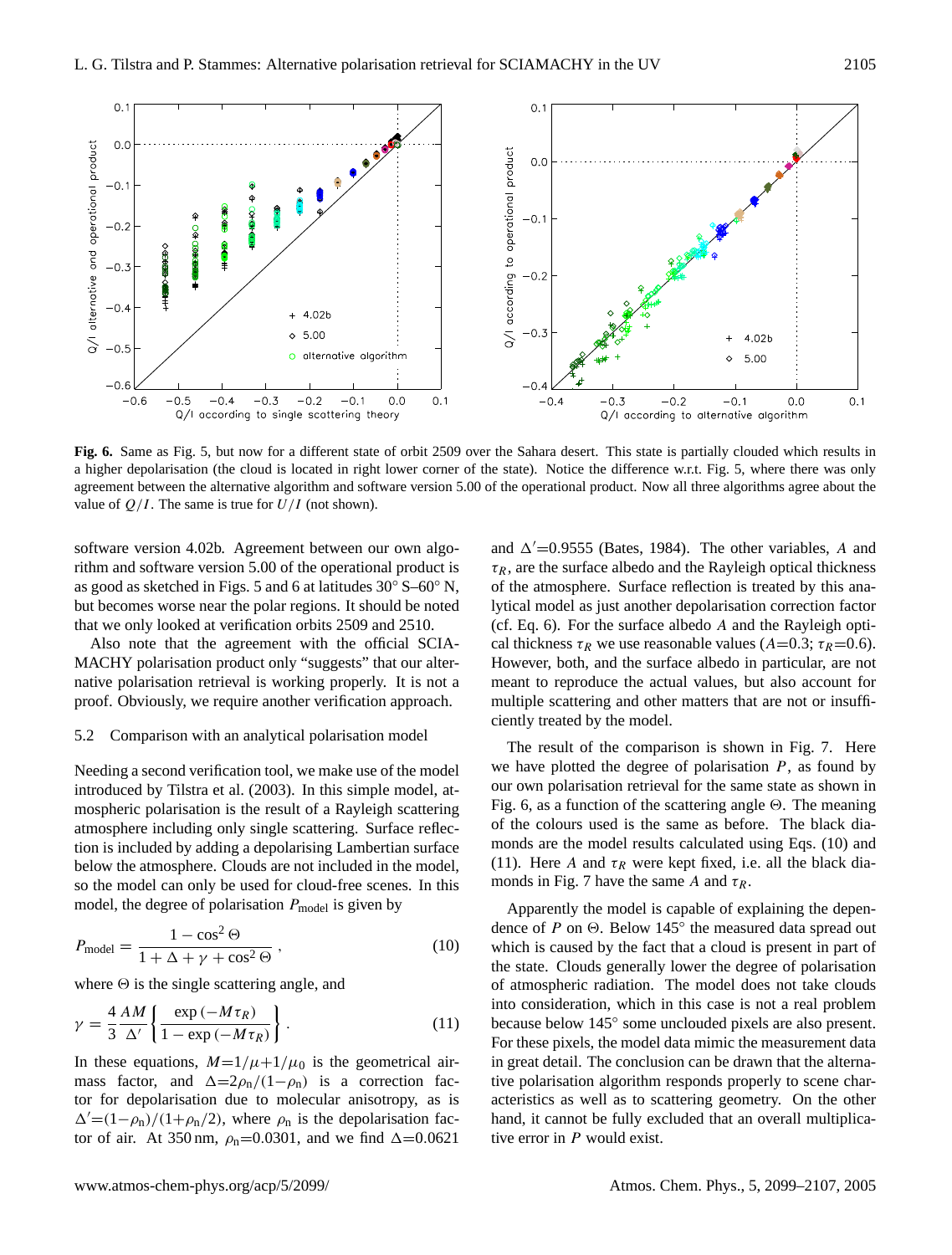**Fig. 6.** Same as Fig. 5, but now for a different state of orbit 2509 over the Sahara desert. This state is partially clouded which results in a higher depolarisation (the cloud is located in right lower corner of the state). Notice the difference w.r.t. Fig. 5, where there was only agreement between the alternative algorithm and software version 5.00 of the operational product. Now all three algorithms agree about the value of $Q/I$. The same is true for $U/I$ (not shown).

software version 4.02b. Agreement between our own algorithm and software version 5.00 of the operational product is as good as sketched in Figs. 5 and 6 at latitudes 30° S–60° N, but becomes worse near the polar regions. It should be noted that we only looked at verification orbits 2509 and 2510.

Also note that the agreement with the official SCIAMACHY polarisation product only "suggests" that our alternative polarisation retrieval is working properly. It is not a proof. Obviously, we require another verification approach.

### 5.2 Comparison with an analytical polarisation model

Needing a second verification tool, we make use of the model introduced by Tilstra et al. (2003). In this simple model, atmospheric polarisation is the result of a Rayleigh scattering atmosphere including only single scattering. Surface reflection is included by adding a depolarising Lambertian surface below the atmosphere. Clouds are not included in the model, so the model can only be used for cloud-free scenes. In this model, the degree of polarisation $P_{\mathrm{model}}$ is given by

$$P_{\mathrm{model}} = \frac{1-\cos^2\Theta}{1+\Delta+\gamma+\cos^2\Theta}\,, \tag{10}$$

where $\Theta$ is the single scattering angle, and

$$\gamma = \frac{4}{3}\frac{AM}{\Delta'}\left\{\frac{\exp\left(-M\tau_R\right)}{1-\exp\left(-M\tau_R\right)}\right\}. \tag{11}$$

In these equations, $M{=}1/\mu{+}1/\mu_0$ is the geometrical airmass factor, and $\Delta{=}2\rho_{\mathrm{n}}/(1{-}\rho_{\mathrm{n}})$ is a correction factor for depolarisation due to molecular anisotropy, as is $\Delta'{=}(1{-}\rho_{\mathrm{n}})/(1{+}\rho_{\mathrm{n}}/2)$, where $\rho_{\mathrm{n}}$ is the depolarisation factor of air. At 350 nm, $\rho_{\mathrm{n}}{=}0.0301$, and we find $\Delta{=}0.0621$ and $\Delta'{=}0.9555$ (Bates, 1984). The other variables, $A$ and $\tau_R$, are the surface albedo and the Rayleigh optical thickness of the atmosphere. Surface reflection is treated by this analytical model as just another depolarisation correction factor (cf. Eq. 6). For the surface albedo $A$ and the Rayleigh optical thickness $\tau_R$ we use reasonable values ($A{=}0.3$; $\tau_R{=}0.6$). However, both, and the surface albedo in particular, are not meant to reproduce the actual values, but also account for multiple scattering and other matters that are not or insufficiently treated by the model.

The result of the comparison is shown in Fig. 7. Here we have plotted the degree of polarisation $P$, as found by our own polarisation retrieval for the same state as shown in Fig. 6, as a function of the scattering angle $\Theta$. The meaning of the colours used is the same as before. The black diamonds are the model results calculated using Eqs. (10) and (11). Here $A$ and $\tau_R$ were kept fixed, i.e. all the black diamonds in Fig. 7 have the same $A$ and $\tau_R$.

Apparently the model is capable of explaining the dependence of $P$ on $\Theta$. Below 145° the measured data spread out which is caused by the fact that a cloud is present in part of the state. Clouds generally lower the degree of polarisation of atmospheric radiation. The model does not take clouds into consideration, which in this case is not a real problem because below 145° some unclouded pixels are also present. For these pixels, the model data mimic the measurement data in great detail. The conclusion can be drawn that the alternative polarisation algorithm responds properly to scene characteristics as well as to scattering geometry. On the other hand, it cannot be fully excluded that an overall multiplicative error in $P$ would exist.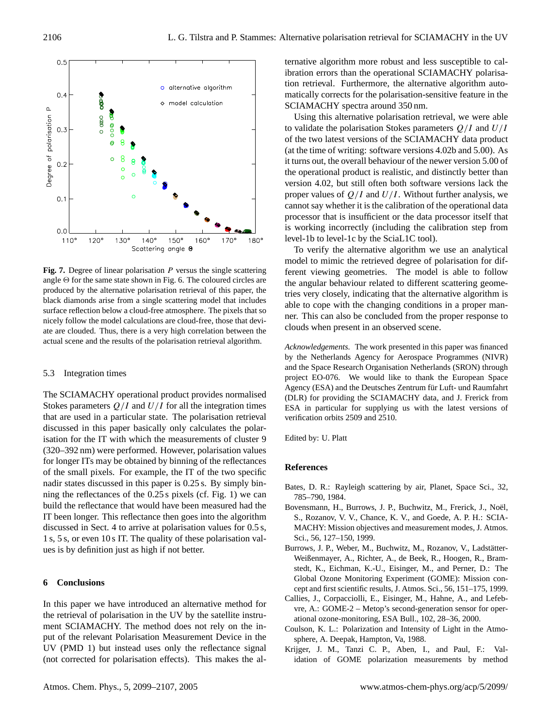**Fig. 7.** Degree of linear polarisation $P$ versus the single scattering angle $\Theta$ for the same state shown in Fig. 6. The coloured circles are produced by the alternative polarisation retrieval of this paper, the black diamonds arise from a single scattering model that includes surface reflection below a cloud-free atmosphere. The pixels that so nicely follow the model calculations are cloud-free, those that deviate are clouded. Thus, there is a very high correlation between the actual scene and the results of the polarisation retrieval algorithm.

### 5.3 Integration times

The SCIAMACHY operational product provides normalised Stokes parameters $Q/I$ and $U/I$ for all the integration times that are used in a particular state. The polarisation retrieval discussed in this paper basically only calculates the polarisation for the IT with which the measurements of cluster 9 (320–392 nm) were performed. However, polarisation values for longer ITs may be obtained by binning of the reflectances of the small pixels. For example, the IT of the two specific nadir states discussed in this paper is 0.25 s. By simply binning the reflectances of the 0.25 s pixels (cf. Fig. 1) we can build the reflectance that would have been measured had the IT been longer. This reflectance then goes into the algorithm discussed in Sect. 4 to arrive at polarisation values for 0.5 s, 1 s, 5 s, or even 10 s IT. The quality of these polarisation values is by definition just as high if not better.

## 6 Conclusions

In this paper we have introduced an alternative method for the retrieval of polarisation in the UV by the satellite instrument SCIAMACHY. The method does not rely on the input of the relevant Polarisation Measurement Device in the UV (PMD 1) but instead uses only the reflectance signal (not corrected for polarisation effects). This makes the alternative algorithm more robust and less susceptible to calibration errors than the operational SCIAMACHY polarisation retrieval. Furthermore, the alternative algorithm automatically corrects for the polarisation-sensitive feature in the SCIAMACHY spectra around 350 nm.

Using this alternative polarisation retrieval, we were able to validate the polarisation Stokes parameters $Q/I$ and $U/I$ of the two latest versions of the SCIAMACHY data product (at the time of writing: software versions 4.02b and 5.00). As it turns out, the overall behaviour of the newer version 5.00 of the operational product is realistic, and distinctly better than version 4.02, but still often both software versions lack the proper values of $Q/I$ and $U/I$. Without further analysis, we cannot say whether it is the calibration of the operational data processor that is insufficient or the data processor itself that is working incorrectly (including the calibration step from level-1b to level-1c by the SciaL1C tool).

To verify the alternative algorithm we use an analytical model to mimic the retrieved degree of polarisation for different viewing geometries. The model is able to follow the angular behaviour related to different scattering geometries very closely, indicating that the alternative algorithm is able to cope with the changing conditions in a proper manner. This can also be concluded from the proper response to clouds when present in an observed scene.

*Acknowledgements.* The work presented in this paper was financed by the Netherlands Agency for Aerospace Programmes (NIVR) and the Space Research Organisation Netherlands (SRON) through project EO-076. We would like to thank the European Space Agency (ESA) and the Deutsches Zentrum für Luft- und Raumfahrt (DLR) for providing the SCIAMACHY data, and J. Frerick from ESA in particular for supplying us with the latest versions of verification orbits 2509 and 2510.

Edited by: U. Platt

## References

Bates, D. R.: Rayleigh scattering by air, Planet, Space Sci., 32, 785–790, 1984.

Bovensmann, H., Burrows, J. P., Buchwitz, M., Frerick, J., Noël, S., Rozanov, V. V., Chance, K. V., and Goede, A. P. H.: SCIAMACHY: Mission objectives and measurement modes, J. Atmos. Sci., 56, 127–150, 1999.

Burrows, J. P., Weber, M., Buchwitz, M., Rozanov, V., Ladstätter-Weißenmayer, A., Richter, A., de Beek, R., Hoogen, R., Bramstedt, K., Eichman, K.-U., Eisinger, M., and Perner, D.: The Global Ozone Monitoring Experiment (GOME): Mission concept and first scientific results, J. Atmos. Sci., 56, 151–175, 1999.

Callies, J., Corpacciolli, E., Eisinger, M., Hahne, A., and Lefebvre, A.: GOME-2 – Metop's second-generation sensor for operational ozone-monitoring, ESA Bull., 102, 28–36, 2000.

Coulson, K. L.: Polarization and Intensity of Light in the Atmosphere, A. Deepak, Hampton, Va, 1988.

Krijger, J. M., Tanzi C. P., Aben, I., and Paul, F.: Validation of GOME polarization measurements by method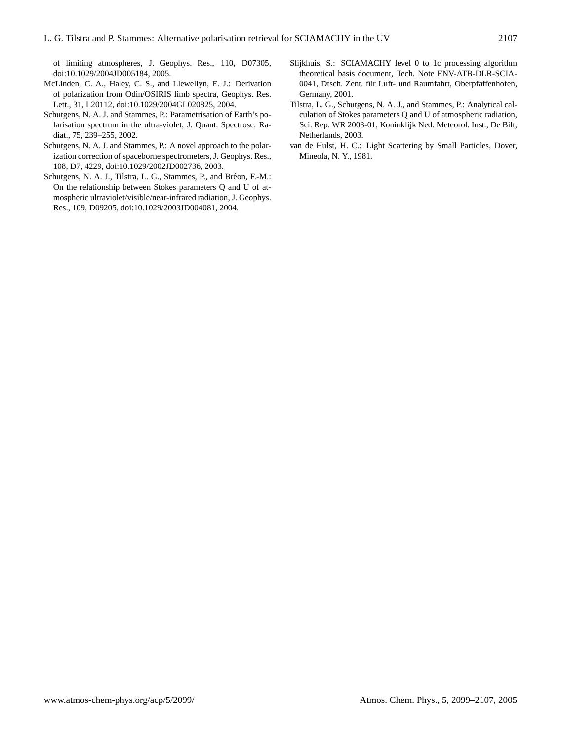of limiting atmospheres, J. Geophys. Res., 110, D07305, doi:10.1029/2004JD005184, 2005.

McLinden, C. A., Haley, C. S., and Llewellyn, E. J.: Derivation of polarization from Odin/OSIRIS limb spectra, Geophys. Res. Lett., 31, L20112, doi:10.1029/2004GL020825, 2004.

Schutgens, N. A. J. and Stammes, P.: Parametrisation of Earth's polarisation spectrum in the ultra-violet, J. Quant. Spectrosc. Radiat., 75, 239–255, 2002.

Schutgens, N. A. J. and Stammes, P.: A novel approach to the polarization correction of spaceborne spectrometers, J. Geophys. Res., 108, D7, 4229, doi:10.1029/2002JD002736, 2003.

Schutgens, N. A. J., Tilstra, L. G., Stammes, P., and Bréon, F.-M.: On the relationship between Stokes parameters Q and U of atmospheric ultraviolet/visible/near-infrared radiation, J. Geophys. Res., 109, D09205, doi:10.1029/2003JD004081, 2004.

Slijkhuis, S.: SCIAMACHY level 0 to 1c processing algorithm theoretical basis document, Tech. Note ENV-ATB-DLR-SCIA-0041, Dtsch. Zent. für Luft- und Raumfahrt, Oberpfaffenhofen, Germany, 2001.

Tilstra, L. G., Schutgens, N. A. J., and Stammes, P.: Analytical calculation of Stokes parameters Q and U of atmospheric radiation, Sci. Rep. WR 2003-01, Koninklijk Ned. Meteorol. Inst., De Bilt, Netherlands, 2003.

van de Hulst, H. C.: Light Scattering by Small Particles, Dover, Mineola, N. Y., 1981.